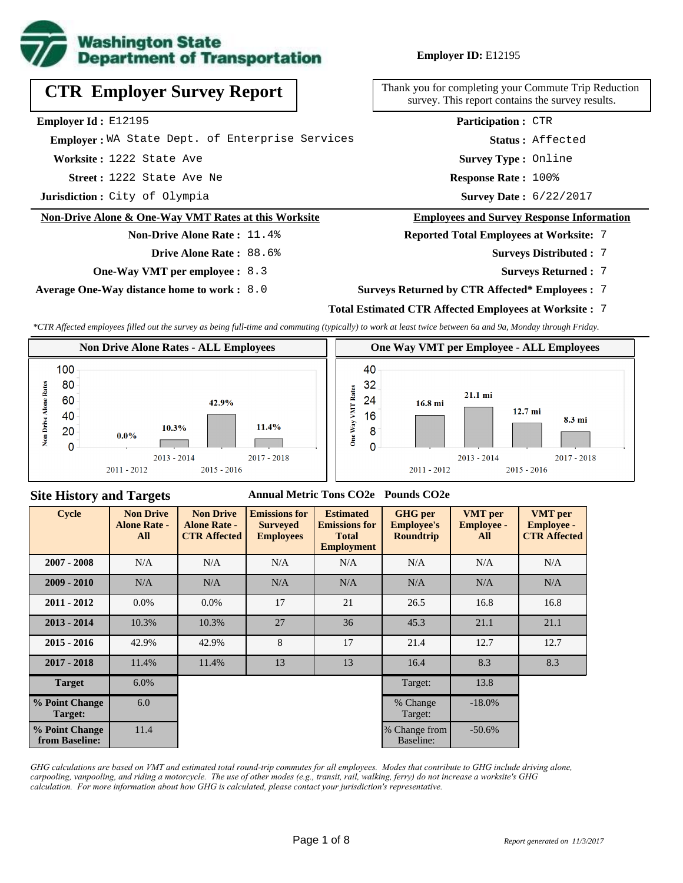**Washington State Department of Transportation**

**Employer ID:** E12195

# CTR Employer Survey Report

Thank you for completing your Commute Trip Reduction survey. This report contains the survey results.

**Employer Id :** E12195
**Employer :** WA State Dept. of Enterprise Services
**Worksite :** 1222 State Ave
**Street :** 1222 State Ave Ne
**Jurisdiction :** City of Olympia

**Participation :** CTR
**Status :** Affected
**Survey Type :** Online
**Response Rate :** 100%
**Survey Date :** 6/22/2017

## Non-Drive Alone & One-Way VMT Rates at this Worksite

**Non-Drive Alone Rate :** 11.4%
**Drive Alone Rate :** 88.6%
**One-Way VMT per employee :** 8.3
**Average One-Way distance home to work :** 8.0

## Employees and Survey Response Information

**Reported Total Employees at Worksite:** 7
**Surveys Distributed :** 7
**Surveys Returned :** 7
**Surveys Returned by CTR Affected* Employees :** 7
**Total Estimated CTR Affected Employees at Worksite :** 7

*\*CTR Affected employees filled out the survey as being full-time and commuting (typically) to work at least twice between 6a and 9a, Monday through Friday.*

**Non Drive Alone Rates - ALL Employees**

| Cycle | Non Drive Alone Rate |
|---|---|
| 2011 - 2012 | 0.0% |
| 2013 - 2014 | 10.3% |
| 2015 - 2016 | 42.9% |
| 2017 - 2018 | 11.4% |

**One Way VMT per Employee - ALL Employees**

| Cycle | One Way VMT |
|---|---|
| 2011 - 2012 | 16.8 mi |
| 2013 - 2014 | 21.1 mi |
| 2015 - 2016 | 12.7 mi |
| 2017 - 2018 | 8.3 mi |

## Site History and Targets

| Cycle | Non Drive Alone Rate - All | Non Drive Alone Rate - CTR Affected | Emissions for Surveyed Employees (Annual Metric Tons CO2e) | Estimated Emissions for Total Employment (Annual Metric Tons CO2e) | GHG per Employee's Roundtrip (Pounds CO2e) | VMT per Employee - All | VMT per Employee - CTR Affected |
|---|---|---|---|---|---|---|---|
| 2007 - 2008 | N/A | N/A | N/A | N/A | N/A | N/A | N/A |
| 2009 - 2010 | N/A | N/A | N/A | N/A | N/A | N/A | N/A |
| 2011 - 2012 | 0.0% | 0.0% | 17 | 21 | 26.5 | 16.8 | 16.8 |
| 2013 - 2014 | 10.3% | 10.3% | 27 | 36 | 45.3 | 21.1 | 21.1 |
| 2015 - 2016 | 42.9% | 42.9% | 8 | 17 | 21.4 | 12.7 | 12.7 |
| 2017 - 2018 | 11.4% | 11.4% | 13 | 13 | 16.4 | 8.3 | 8.3 |
| Target | 6.0% | | | | Target: | 13.8 | |
| % Point Change Target: | 6.0 | | | | % Change Target: | -18.0% | |
| % Point Change from Baseline: | 11.4 | | | | % Change from Baseline: | -50.6% | |

*GHG calculations are based on VMT and estimated total round-trip commutes for all employees. Modes that contribute to GHG include driving alone, carpooling, vanpooling, and riding a motorcycle. The use of other modes (e.g., transit, rail, walking, ferry) do not increase a worksite's GHG calculation. For more information about how GHG is calculated, please contact your jurisdiction's representative.*

*Report generated on 11/3/2017*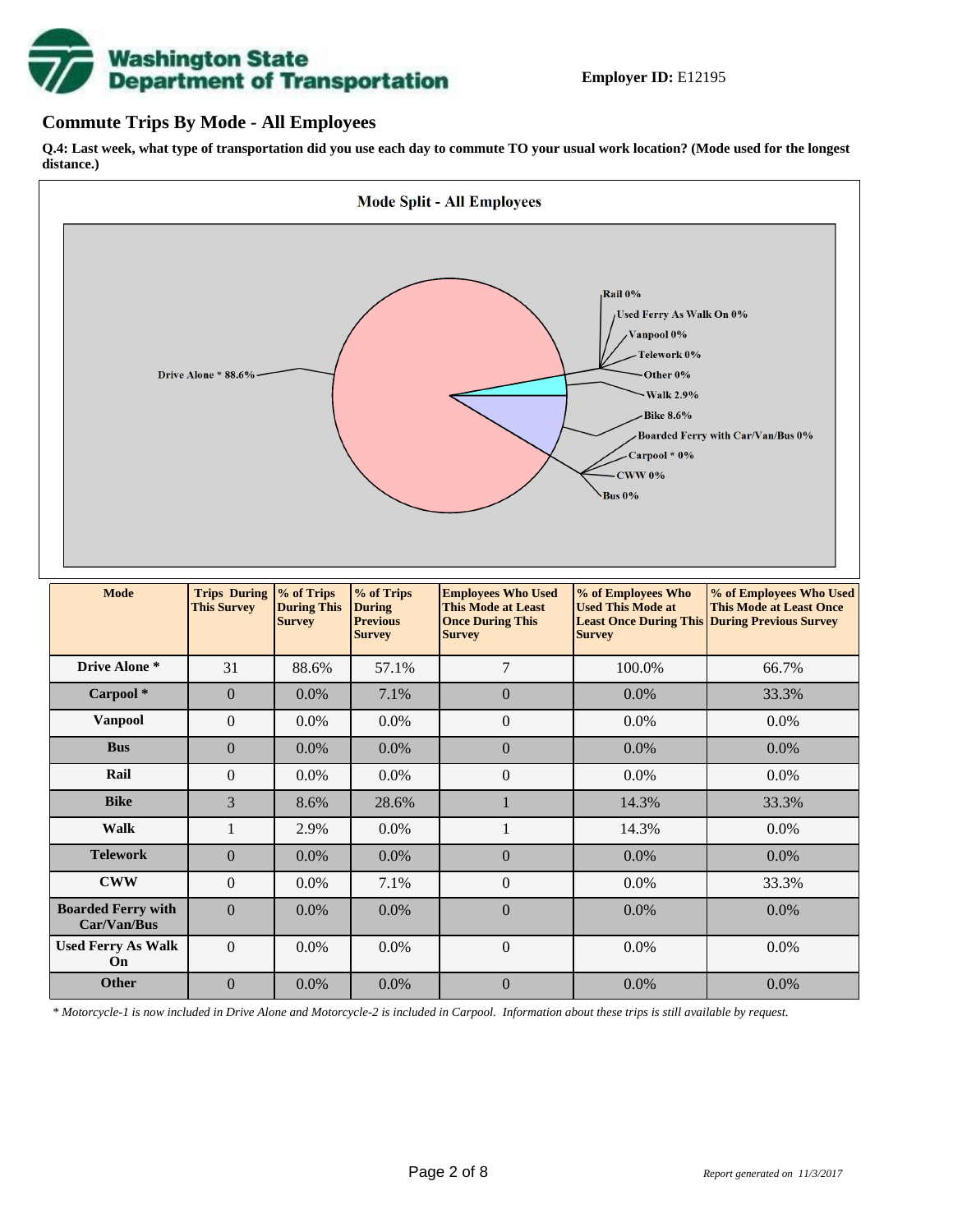**Employer ID:** E12195

## Commute Trips By Mode - All Employees

**Q.4: Last week, what type of transportation did you use each day to commute TO your usual work location? (Mode used for the longest distance.)**

**Mode Split - All Employees**

Drive Alone * 88.6%
Rail 0%
Used Ferry As Walk On 0%
Vanpool 0%
Telework 0%
Other 0%
Walk 2.9%
Bike 8.6%
Boarded Ferry with Car/Van/Bus 0%
Carpool * 0%
CWW 0%
Bus 0%

| Mode | Trips During This Survey | % of Trips During This Survey | % of Trips During Previous Survey | Employees Who Used This Mode at Least Once During This Survey | % of Employees Who Used This Mode at Least Once During This Survey | % of Employees Who Used This Mode at Least Once During Previous Survey |
|---|---|---|---|---|---|---|
| **Drive Alone *** | 31 | 88.6% | 57.1% | 7 | 100.0% | 66.7% |
| **Carpool *** | 0 | 0.0% | 7.1% | 0 | 0.0% | 33.3% |
| **Vanpool** | 0 | 0.0% | 0.0% | 0 | 0.0% | 0.0% |
| **Bus** | 0 | 0.0% | 0.0% | 0 | 0.0% | 0.0% |
| **Rail** | 0 | 0.0% | 0.0% | 0 | 0.0% | 0.0% |
| **Bike** | 3 | 8.6% | 28.6% | 1 | 14.3% | 33.3% |
| **Walk** | 1 | 2.9% | 0.0% | 1 | 14.3% | 0.0% |
| **Telework** | 0 | 0.0% | 0.0% | 0 | 0.0% | 0.0% |
| **CWW** | 0 | 0.0% | 7.1% | 0 | 0.0% | 33.3% |
| **Boarded Ferry with Car/Van/Bus** | 0 | 0.0% | 0.0% | 0 | 0.0% | 0.0% |
| **Used Ferry As Walk On** | 0 | 0.0% | 0.0% | 0 | 0.0% | 0.0% |
| **Other** | 0 | 0.0% | 0.0% | 0 | 0.0% | 0.0% |

*\* Motorcycle-1 is now included in Drive Alone and Motorcycle-2 is included in Carpool. Information about these trips is still available by request.*

*Report generated on 11/3/2017*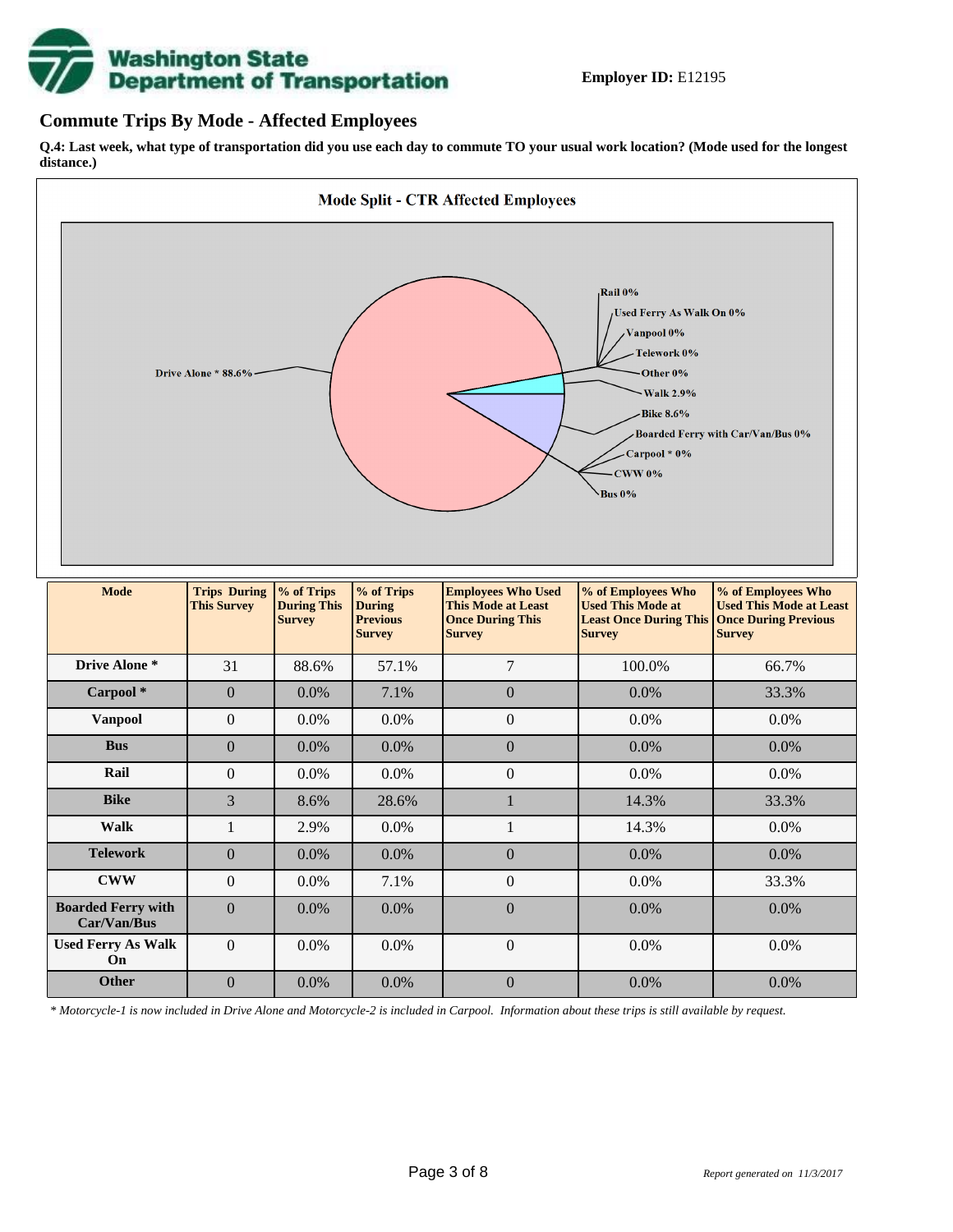**Employer ID:** E12195

## Commute Trips By Mode - Affected Employees

**Q.4: Last week, what type of transportation did you use each day to commute TO your usual work location? (Mode used for the longest distance.)**

**Mode Split - CTR Affected Employees**

Drive Alone * 88.6%
Rail 0%
Used Ferry As Walk On 0%
Vanpool 0%
Telework 0%
Other 0%
Walk 2.9%
Bike 8.6%
Boarded Ferry with Car/Van/Bus 0%
Carpool * 0%
CWW 0%
Bus 0%

| Mode | Trips During This Survey | % of Trips During This Survey | % of Trips During Previous Survey | Employees Who Used This Mode at Least Once During This Survey | % of Employees Who Used This Mode at Least Once During This Survey | % of Employees Who Used This Mode at Least Once During Previous Survey |
|---|---|---|---|---|---|---|
| **Drive Alone *** | 31 | 88.6% | 57.1% | 7 | 100.0% | 66.7% |
| **Carpool *** | 0 | 0.0% | 7.1% | 0 | 0.0% | 33.3% |
| **Vanpool** | 0 | 0.0% | 0.0% | 0 | 0.0% | 0.0% |
| **Bus** | 0 | 0.0% | 0.0% | 0 | 0.0% | 0.0% |
| **Rail** | 0 | 0.0% | 0.0% | 0 | 0.0% | 0.0% |
| **Bike** | 3 | 8.6% | 28.6% | 1 | 14.3% | 33.3% |
| **Walk** | 1 | 2.9% | 0.0% | 1 | 14.3% | 0.0% |
| **Telework** | 0 | 0.0% | 0.0% | 0 | 0.0% | 0.0% |
| **CWW** | 0 | 0.0% | 7.1% | 0 | 0.0% | 33.3% |
| **Boarded Ferry with Car/Van/Bus** | 0 | 0.0% | 0.0% | 0 | 0.0% | 0.0% |
| **Used Ferry As Walk On** | 0 | 0.0% | 0.0% | 0 | 0.0% | 0.0% |
| **Other** | 0 | 0.0% | 0.0% | 0 | 0.0% | 0.0% |

*\* Motorcycle-1 is now included in Drive Alone and Motorcycle-2 is included in Carpool. Information about these trips is still available by request.*

*Report generated on 11/3/2017*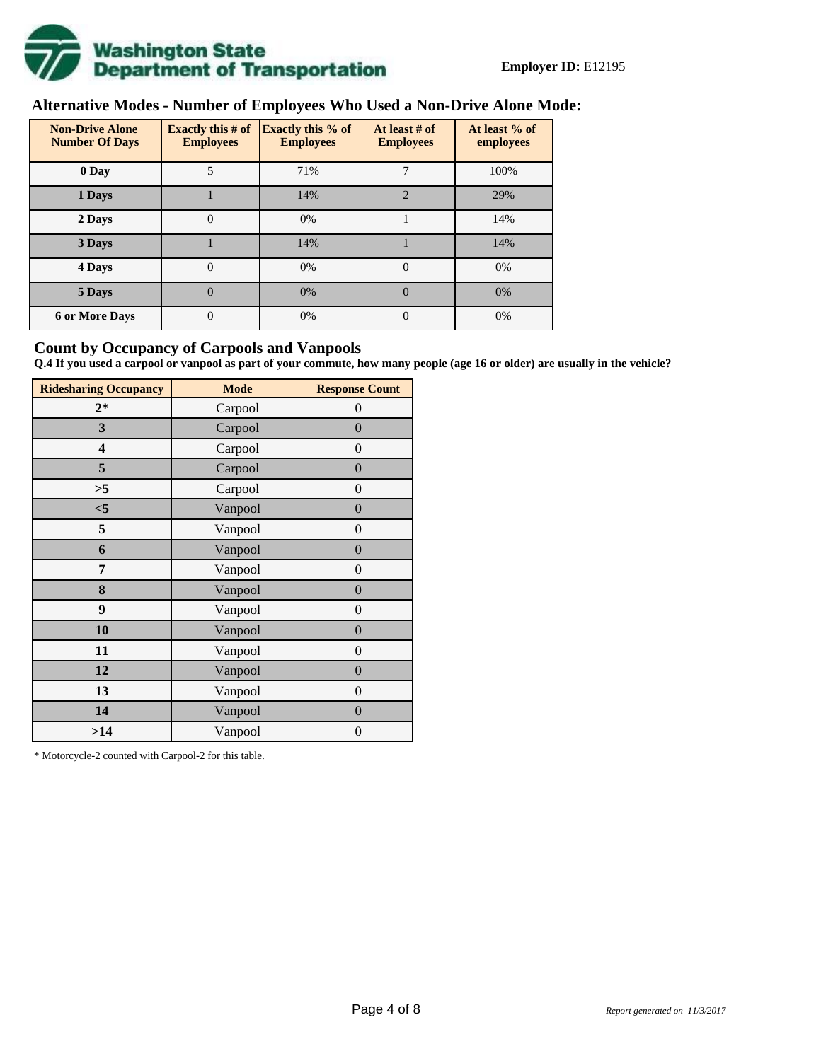**Employer ID:** E12195

## Alternative Modes - Number of Employees Who Used a Non-Drive Alone Mode:

| Non-Drive Alone Number Of Days | Exactly this # of Employees | Exactly this % of Employees | At least # of Employees | At least % of employees |
|---|---|---|---|---|
| 0 Day | 5 | 71% | 7 | 100% |
| 1 Days | 1 | 14% | 2 | 29% |
| 2 Days | 0 | 0% | 1 | 14% |
| 3 Days | 1 | 14% | 1 | 14% |
| 4 Days | 0 | 0% | 0 | 0% |
| 5 Days | 0 | 0% | 0 | 0% |
| 6 or More Days | 0 | 0% | 0 | 0% |

## Count by Occupancy of Carpools and Vanpools

**Q.4 If you used a carpool or vanpool as part of your commute, how many people (age 16 or older) are usually in the vehicle?**

| Ridesharing Occupancy | Mode | Response Count |
|---|---|---|
| 2* | Carpool | 0 |
| 3 | Carpool | 0 |
| 4 | Carpool | 0 |
| 5 | Carpool | 0 |
| >5 | Carpool | 0 |
| <5 | Vanpool | 0 |
| 5 | Vanpool | 0 |
| 6 | Vanpool | 0 |
| 7 | Vanpool | 0 |
| 8 | Vanpool | 0 |
| 9 | Vanpool | 0 |
| 10 | Vanpool | 0 |
| 11 | Vanpool | 0 |
| 12 | Vanpool | 0 |
| 13 | Vanpool | 0 |
| 14 | Vanpool | 0 |
| >14 | Vanpool | 0 |

* Motorcycle-2 counted with Carpool-2 for this table.

*Report generated on 11/3/2017*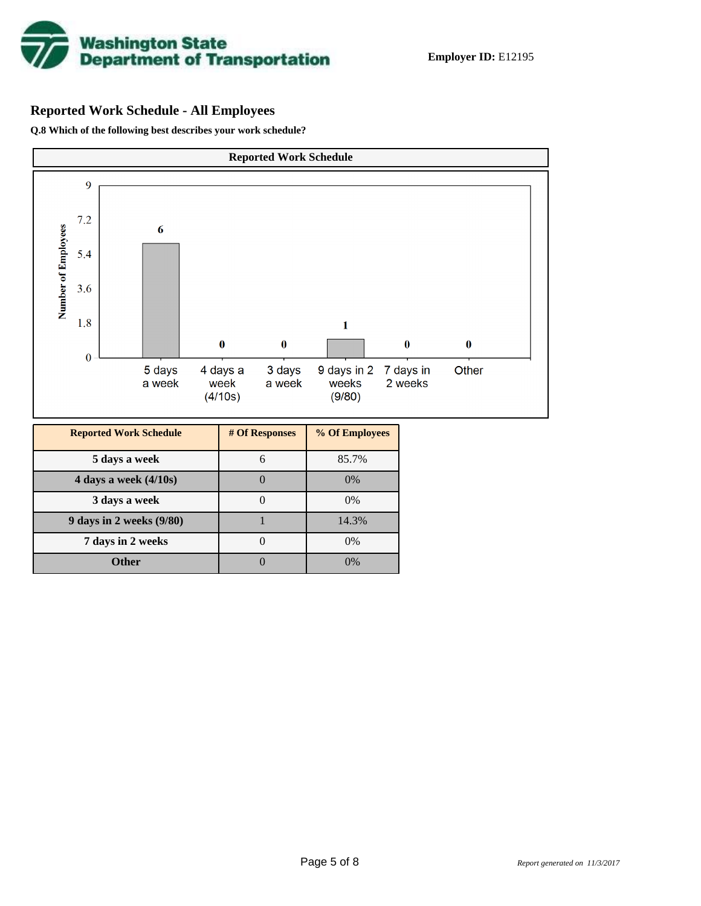**Employer ID:** E12195

## Reported Work Schedule - All Employees

**Q.8 Which of the following best describes your work schedule?**

**Reported Work Schedule**

| Reported Work Schedule | # Of Responses | % Of Employees |
|---|---|---|
| 5 days a week | 6 | 85.7% |
| 4 days a week (4/10s) | 0 | 0% |
| 3 days a week | 0 | 0% |
| 9 days in 2 weeks (9/80) | 1 | 14.3% |
| 7 days in 2 weeks | 0 | 0% |
| Other | 0 | 0% |

*Report generated on 11/3/2017*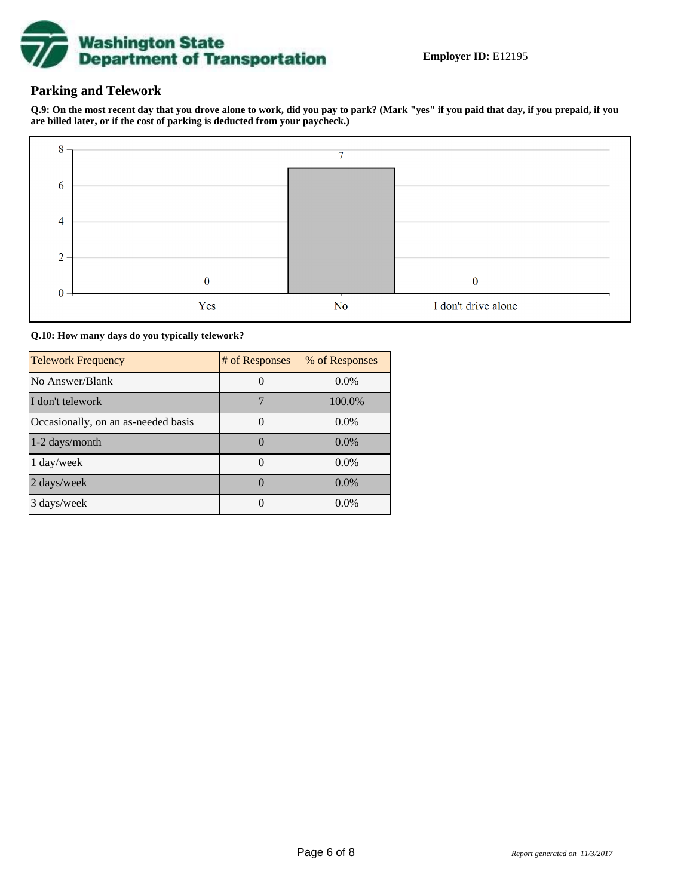**Employer ID:** E12195

## Parking and Telework

**Q.9: On the most recent day that you drove alone to work, did you pay to park? (Mark "yes" if you paid that day, if you prepaid, if you are billed later, or if the cost of parking is deducted from your paycheck.)**

| Response | Count |
|---|---|
| Yes | 0 |
| No | 7 |
| I don't drive alone | 0 |

**Q.10: How many days do you typically telework?**

| Telework Frequency | # of Responses | % of Responses |
|---|---|---|
| No Answer/Blank | 0 | 0.0% |
| I don't telework | 7 | 100.0% |
| Occasionally, on an as-needed basis | 0 | 0.0% |
| 1-2 days/month | 0 | 0.0% |
| 1 day/week | 0 | 0.0% |
| 2 days/week | 0 | 0.0% |
| 3 days/week | 0 | 0.0% |

*Report generated on 11/3/2017*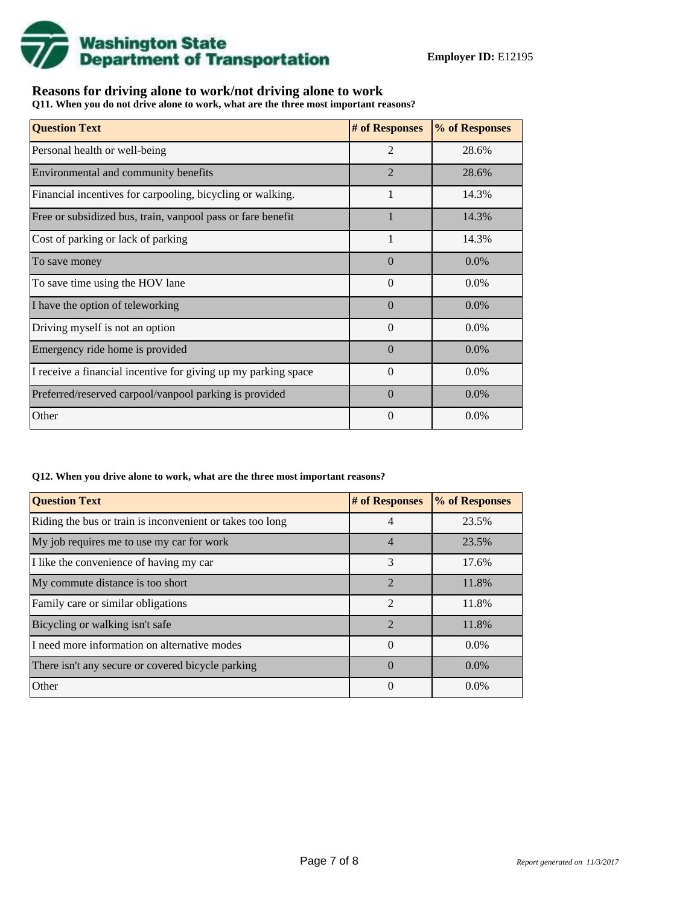Washington State Department of Transportation

**Employer ID:** E12195

## Reasons for driving alone to work/not driving alone to work

**Q11. When you do not drive alone to work, what are the three most important reasons?**

| Question Text | # of Responses | % of Responses |
| --- | --- | --- |
| Personal health or well-being | 2 | 28.6% |
| Environmental and community benefits | 2 | 28.6% |
| Financial incentives for carpooling, bicycling or walking. | 1 | 14.3% |
| Free or subsidized bus, train, vanpool pass or fare benefit | 1 | 14.3% |
| Cost of parking or lack of parking | 1 | 14.3% |
| To save money | 0 | 0.0% |
| To save time using the HOV lane | 0 | 0.0% |
| I have the option of teleworking | 0 | 0.0% |
| Driving myself is not an option | 0 | 0.0% |
| Emergency ride home is provided | 0 | 0.0% |
| I receive a financial incentive for giving up my parking space | 0 | 0.0% |
| Preferred/reserved carpool/vanpool parking is provided | 0 | 0.0% |
| Other | 0 | 0.0% |

**Q12. When you drive alone to work, what are the three most important reasons?**

| Question Text | # of Responses | % of Responses |
| --- | --- | --- |
| Riding the bus or train is inconvenient or takes too long | 4 | 23.5% |
| My job requires me to use my car for work | 4 | 23.5% |
| I like the convenience of having my car | 3 | 17.6% |
| My commute distance is too short | 2 | 11.8% |
| Family care or similar obligations | 2 | 11.8% |
| Bicycling or walking isn't safe | 2 | 11.8% |
| I need more information on alternative modes | 0 | 0.0% |
| There isn't any secure or covered bicycle parking | 0 | 0.0% |
| Other | 0 | 0.0% |

*Report generated on 11/3/2017*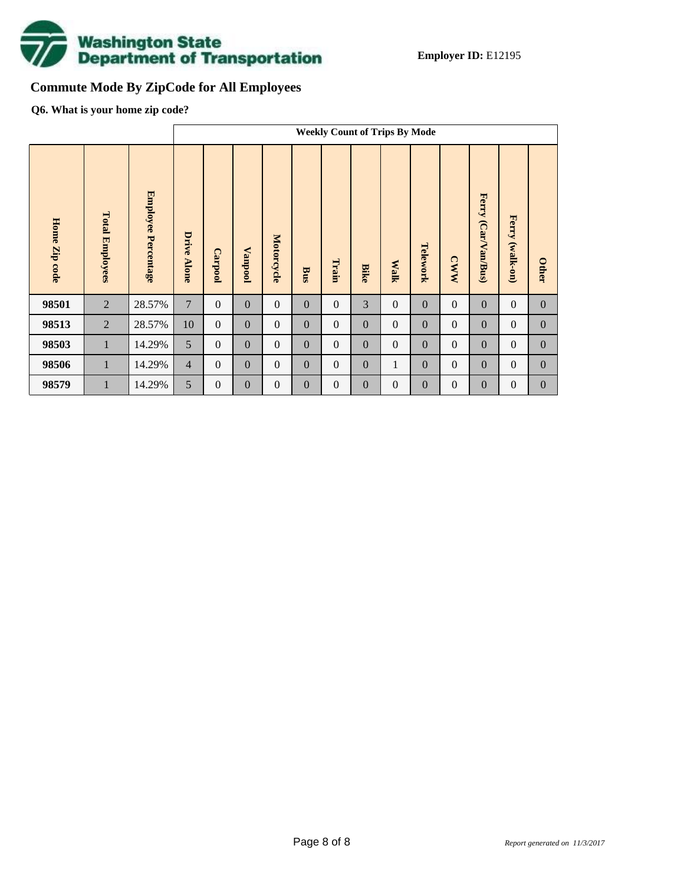**Employer ID:** E12195

## Commute Mode By ZipCode for All Employees

**Q6. What is your home zip code?**

| | | | Weekly Count of Trips By Mode | | | | | | | | | | | | |
|---|---|---|---|---|---|---|---|---|---|---|---|---|---|---|---|
| **Home Zip code** | **Total Employees** | **Employee Percentage** | **Drive Alone** | **Carpool** | **Vanpool** | **Motorcycle** | **Bus** | **Train** | **Bike** | **Walk** | **Telework** | **CWW** | **Ferry (Car/Van/Bus)** | **Ferry (walk-on)** | **Other** |
| **98501** | 2 | 28.57% | 7 | 0 | 0 | 0 | 0 | 0 | 3 | 0 | 0 | 0 | 0 | 0 | 0 |
| **98513** | 2 | 28.57% | 10 | 0 | 0 | 0 | 0 | 0 | 0 | 0 | 0 | 0 | 0 | 0 | 0 |
| **98503** | 1 | 14.29% | 5 | 0 | 0 | 0 | 0 | 0 | 0 | 0 | 0 | 0 | 0 | 0 | 0 |
| **98506** | 1 | 14.29% | 4 | 0 | 0 | 0 | 0 | 0 | 0 | 1 | 0 | 0 | 0 | 0 | 0 |
| **98579** | 1 | 14.29% | 5 | 0 | 0 | 0 | 0 | 0 | 0 | 0 | 0 | 0 | 0 | 0 | 0 |

*Report generated on 11/3/2017*